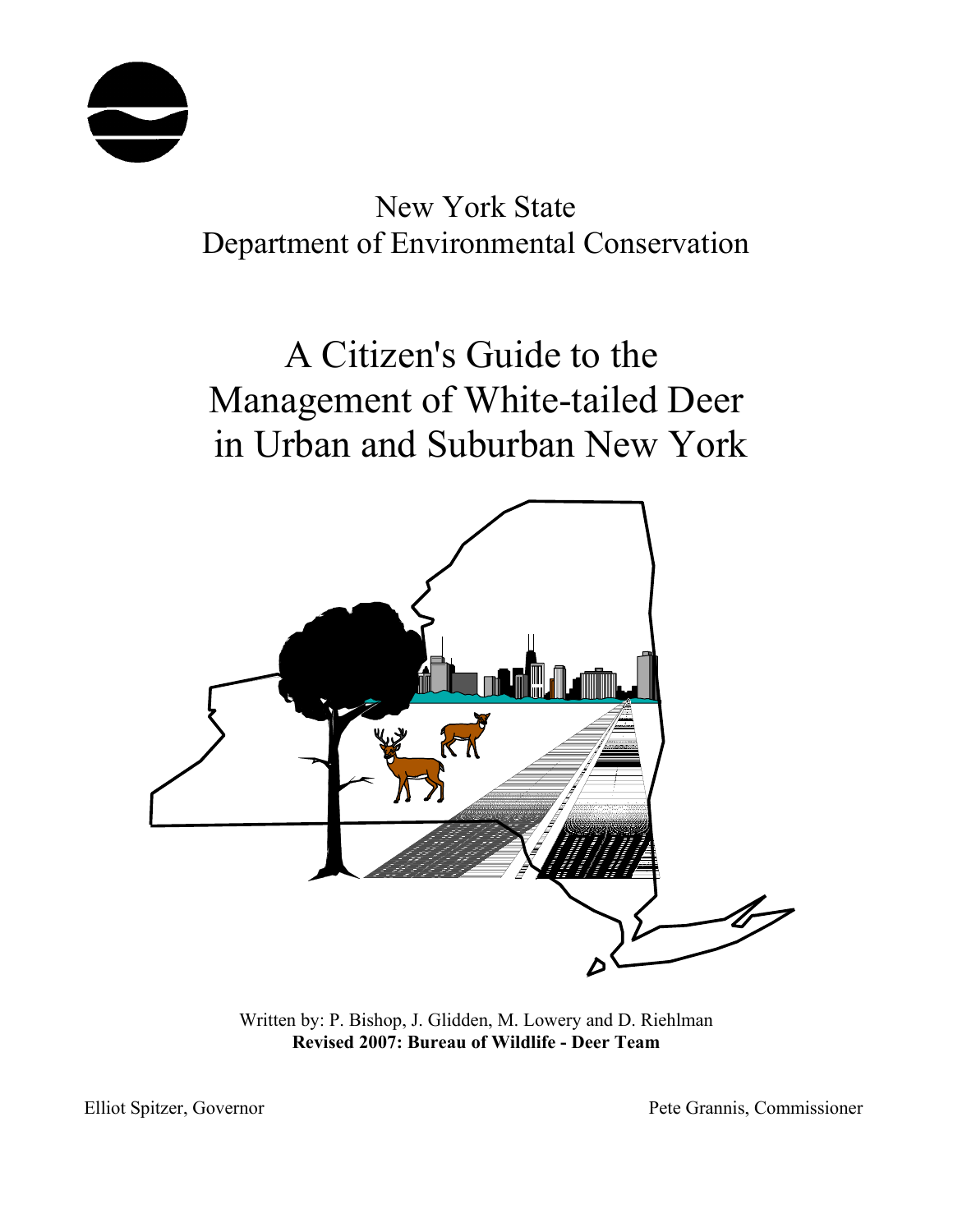New York State
Department of Environmental Conservation

# A Citizen's Guide to the Management of White-tailed Deer in Urban and Suburban New York

Written by: P. Bishop, J. Glidden, M. Lowery and D. Riehlman
**Revised 2007: Bureau of Wildlife - Deer Team**

Elliot Spitzer, Governor

Pete Grannis, Commissioner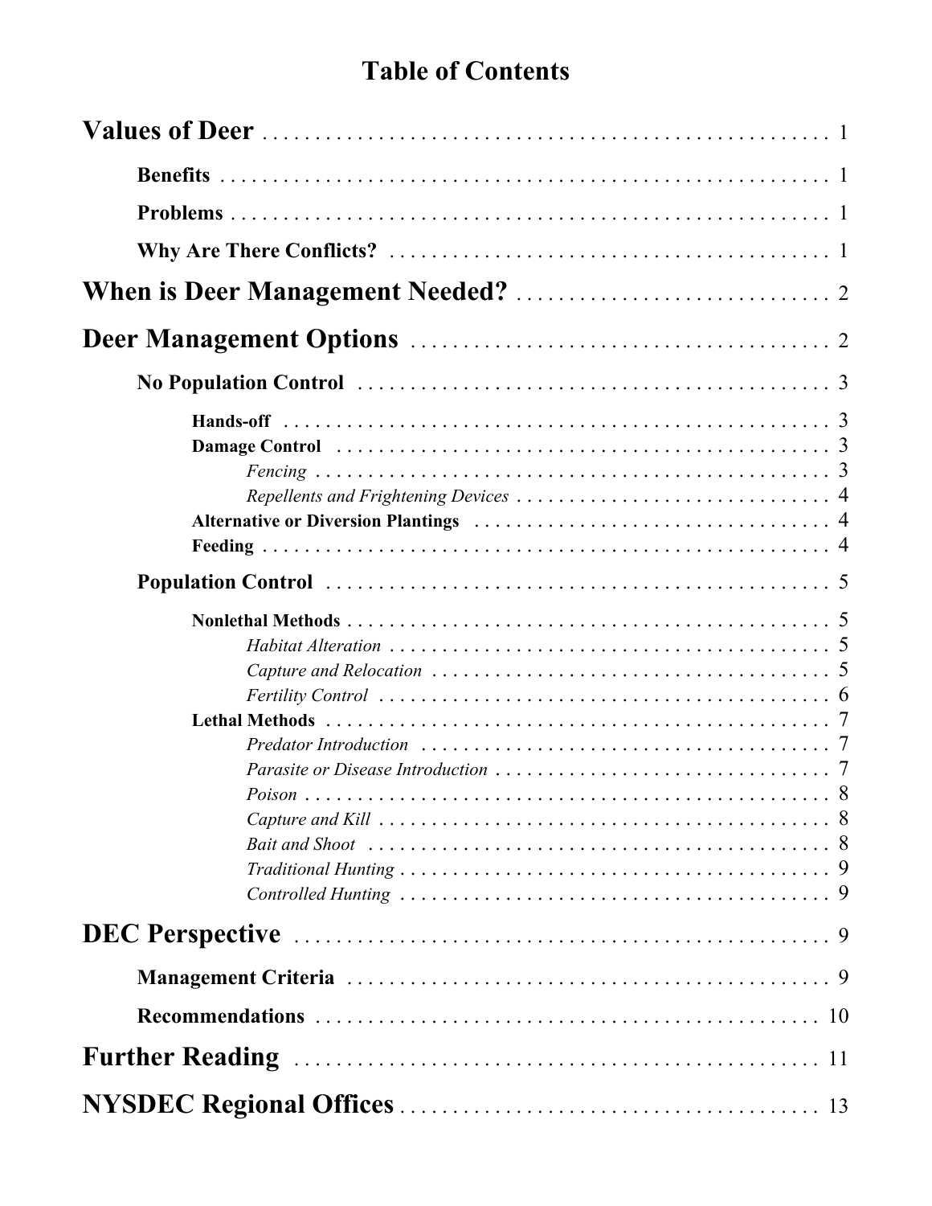# Table of Contents

**Values of Deer** . . . . . . . . . . 1

- **Benefits** . . . . . . . . . . 1
- **Problems** . . . . . . . . . . 1
- **Why Are There Conflicts?** . . . . . . . . . . 1

**When is Deer Management Needed?** . . . . . . . . . . 2

**Deer Management Options** . . . . . . . . . . 2

- **No Population Control** . . . . . . . . . . 3
  - **Hands-off** . . . . . . . . . . 3
  - **Damage Control** . . . . . . . . . . 3
    - *Fencing* . . . . . . . . . . 3
    - *Repellents and Frightening Devices* . . . . . . . . . . 4
  - **Alternative or Diversion Plantings** . . . . . . . . . . 4
  - **Feeding** . . . . . . . . . . 4
- **Population Control** . . . . . . . . . . 5
  - **Nonlethal Methods** . . . . . . . . . . 5
    - *Habitat Alteration* . . . . . . . . . . 5
    - *Capture and Relocation* . . . . . . . . . . 5
    - *Fertility Control* . . . . . . . . . . 6
  - **Lethal Methods** . . . . . . . . . . 7
    - *Predator Introduction* . . . . . . . . . . 7
    - *Parasite or Disease Introduction* . . . . . . . . . . 7
    - *Poison* . . . . . . . . . . 8
    - *Capture and Kill* . . . . . . . . . . 8
    - *Bait and Shoot* . . . . . . . . . . 8
    - *Traditional Hunting* . . . . . . . . . . 9
    - *Controlled Hunting* . . . . . . . . . . 9

**DEC Perspective** . . . . . . . . . . 9

- **Management Criteria** . . . . . . . . . . 9
- **Recommendations** . . . . . . . . . . 10

**Further Reading** . . . . . . . . . . 11

**NYSDEC Regional Offices** . . . . . . . . . . 13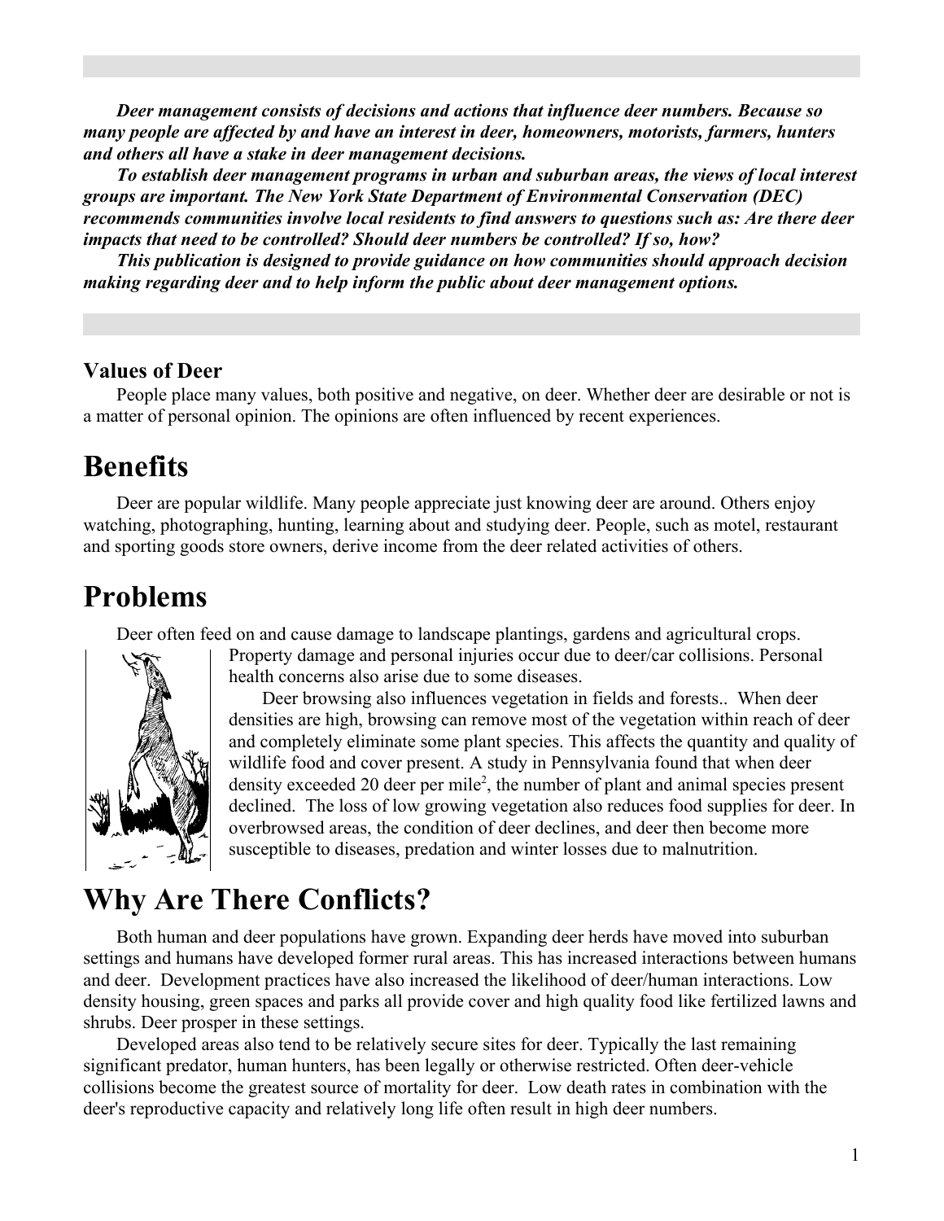***Deer management consists of decisions and actions that influence deer numbers. Because so many people are affected by and have an interest in deer, homeowners, motorists, farmers, hunters and others all have a stake in deer management decisions.***

***To establish deer management programs in urban and suburban areas, the views of local interest groups are important. The New York State Department of Environmental Conservation (DEC) recommends communities involve local residents to find answers to questions such as: Are there deer impacts that need to be controlled? Should deer numbers be controlled? If so, how?***

***This publication is designed to provide guidance on how communities should approach decision making regarding deer and to help inform the public about deer management options.***

### Values of Deer

People place many values, both positive and negative, on deer. Whether deer are desirable or not is a matter of personal opinion. The opinions are often influenced by recent experiences.

# Benefits

Deer are popular wildlife. Many people appreciate just knowing deer are around. Others enjoy watching, photographing, hunting, learning about and studying deer. People, such as motel, restaurant and sporting goods store owners, derive income from the deer related activities of others.

# Problems

Deer often feed on and cause damage to landscape plantings, gardens and agricultural crops. Property damage and personal injuries occur due to deer/car collisions. Personal health concerns also arise due to some diseases.

Deer browsing also influences vegetation in fields and forests.. When deer densities are high, browsing can remove most of the vegetation within reach of deer and completely eliminate some plant species. This affects the quantity and quality of wildlife food and cover present. A study in Pennsylvania found that when deer density exceeded 20 deer per $mile^2$, the number of plant and animal species present declined. The loss of low growing vegetation also reduces food supplies for deer. In overbrowsed areas, the condition of deer declines, and deer then become more susceptible to diseases, predation and winter losses due to malnutrition.

# Why Are There Conflicts?

Both human and deer populations have grown. Expanding deer herds have moved into suburban settings and humans have developed former rural areas. This has increased interactions between humans and deer. Development practices have also increased the likelihood of deer/human interactions. Low density housing, green spaces and parks all provide cover and high quality food like fertilized lawns and shrubs. Deer prosper in these settings.

Developed areas also tend to be relatively secure sites for deer. Typically the last remaining significant predator, human hunters, has been legally or otherwise restricted. Often deer-vehicle collisions become the greatest source of mortality for deer. Low death rates in combination with the deer's reproductive capacity and relatively long life often result in high deer numbers.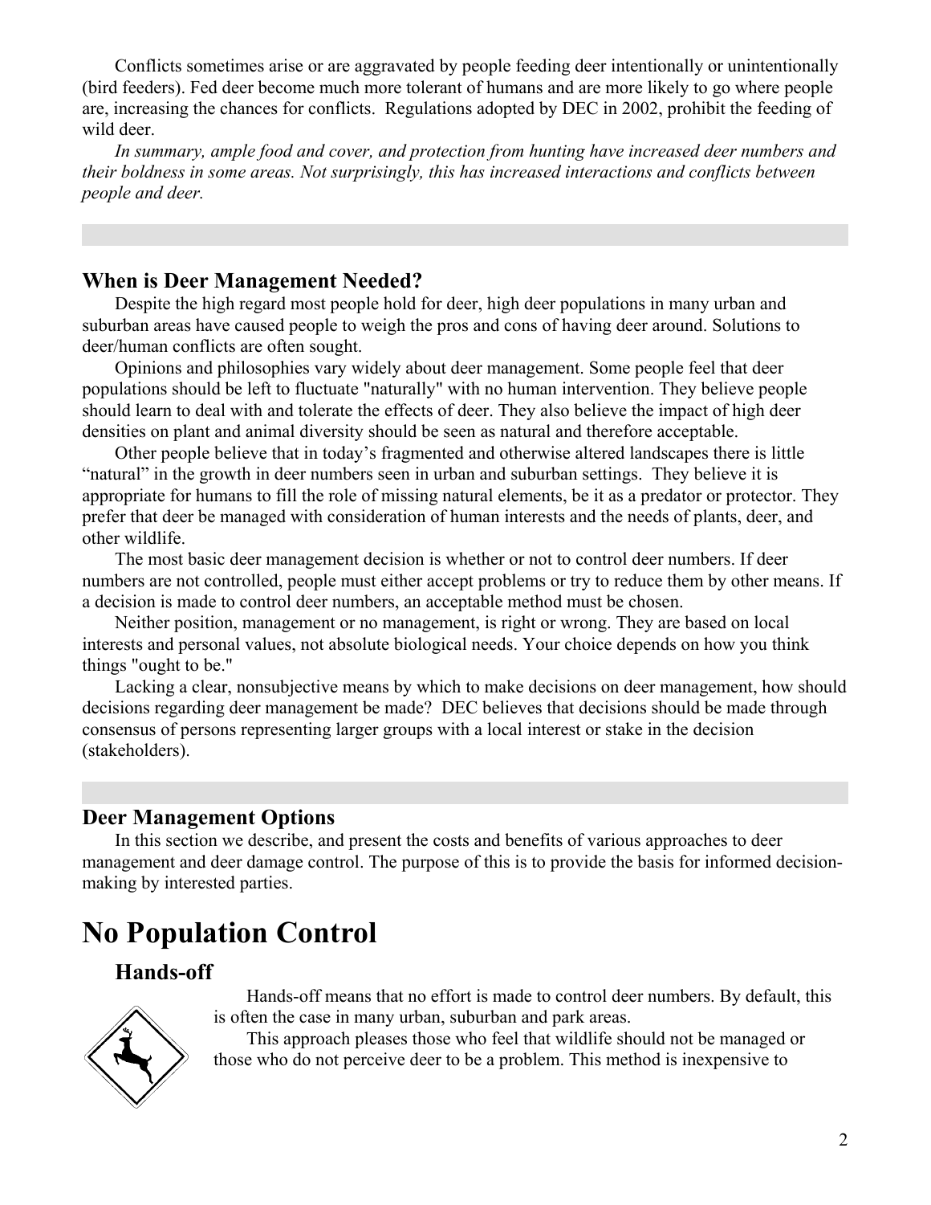Conflicts sometimes arise or are aggravated by people feeding deer intentionally or unintentionally (bird feeders). Fed deer become much more tolerant of humans and are more likely to go where people are, increasing the chances for conflicts. Regulations adopted by DEC in 2002, prohibit the feeding of wild deer.

*In summary, ample food and cover, and protection from hunting have increased deer numbers and their boldness in some areas. Not surprisingly, this has increased interactions and conflicts between people and deer.*

### When is Deer Management Needed?

Despite the high regard most people hold for deer, high deer populations in many urban and suburban areas have caused people to weigh the pros and cons of having deer around. Solutions to deer/human conflicts are often sought.

Opinions and philosophies vary widely about deer management. Some people feel that deer populations should be left to fluctuate "naturally" with no human intervention. They believe people should learn to deal with and tolerate the effects of deer. They also believe the impact of high deer densities on plant and animal diversity should be seen as natural and therefore acceptable.

Other people believe that in today's fragmented and otherwise altered landscapes there is little "natural" in the growth in deer numbers seen in urban and suburban settings. They believe it is appropriate for humans to fill the role of missing natural elements, be it as a predator or protector. They prefer that deer be managed with consideration of human interests and the needs of plants, deer, and other wildlife.

The most basic deer management decision is whether or not to control deer numbers. If deer numbers are not controlled, people must either accept problems or try to reduce them by other means. If a decision is made to control deer numbers, an acceptable method must be chosen.

Neither position, management or no management, is right or wrong. They are based on local interests and personal values, not absolute biological needs. Your choice depends on how you think things "ought to be."

Lacking a clear, nonsubjective means by which to make decisions on deer management, how should decisions regarding deer management be made? DEC believes that decisions should be made through consensus of persons representing larger groups with a local interest or stake in the decision (stakeholders).

### Deer Management Options

In this section we describe, and present the costs and benefits of various approaches to deer management and deer damage control. The purpose of this is to provide the basis for informed decision-making by interested parties.

# No Population Control

## Hands-off

Hands-off means that no effort is made to control deer numbers. By default, this is often the case in many urban, suburban and park areas.

This approach pleases those who feel that wildlife should not be managed or those who do not perceive deer to be a problem. This method is inexpensive to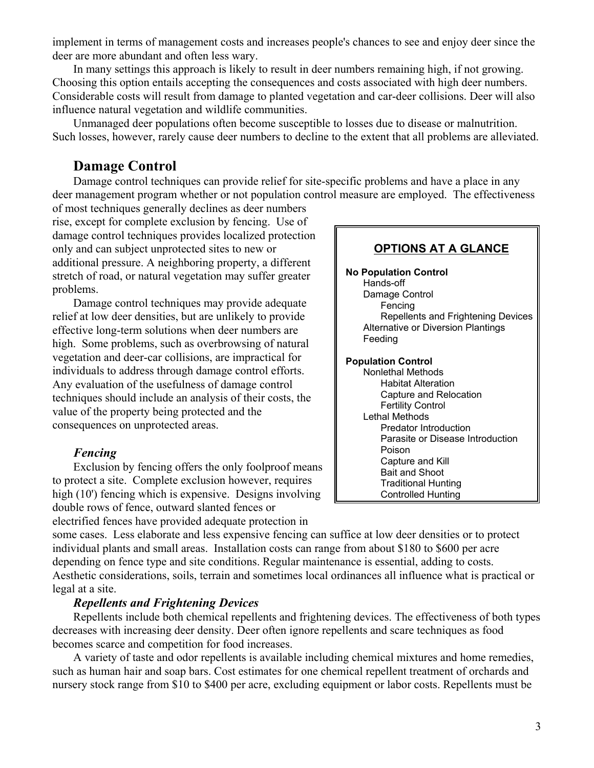implement in terms of management costs and increases people's chances to see and enjoy deer since the deer are more abundant and often less wary.

In many settings this approach is likely to result in deer numbers remaining high, if not growing. Choosing this option entails accepting the consequences and costs associated with high deer numbers. Considerable costs will result from damage to planted vegetation and car-deer collisions. Deer will also influence natural vegetation and wildlife communities.

Unmanaged deer populations often become susceptible to losses due to disease or malnutrition. Such losses, however, rarely cause deer numbers to decline to the extent that all problems are alleviated.

## Damage Control

Damage control techniques can provide relief for site-specific problems and have a place in any deer management program whether or not population control measure are employed. The effectiveness of most techniques generally declines as deer numbers rise, except for complete exclusion by fencing. Use of damage control techniques provides localized protection only and can subject unprotected sites to new or additional pressure. A neighboring property, a different stretch of road, or natural vegetation may suffer greater problems.

Damage control techniques may provide adequate relief at low deer densities, but are unlikely to provide effective long-term solutions when deer numbers are high. Some problems, such as overbrowsing of natural vegetation and deer-car collisions, are impractical for individuals to address through damage control efforts. Any evaluation of the usefulness of damage control techniques should include an analysis of their costs, the value of the property being protected and the consequences on unprotected areas.

> **OPTIONS AT A GLANCE**
>
> **No Population Control**
> - Hands-off
> - Damage Control
>   - Fencing
>   - Repellents and Frightening Devices
> - Alternative or Diversion Plantings
> - Feeding
>
> **Population Control**
> - Nonlethal Methods
>   - Habitat Alteration
>   - Capture and Relocation
>   - Fertility Control
> - Lethal Methods
>   - Predator Introduction
>   - Parasite or Disease Introduction
>   - Poison
>   - Capture and Kill
>   - Bait and Shoot
>   - Traditional Hunting
>   - Controlled Hunting

### *Fencing*

Exclusion by fencing offers the only foolproof means to protect a site. Complete exclusion however, requires high (10') fencing which is expensive. Designs involving double rows of fence, outward slanted fences or electrified fences have provided adequate protection in some cases. Less elaborate and less expensive fencing can suffice at low deer densities or to protect individual plants and small areas. Installation costs can range from about $180 to $600 per acre depending on fence type and site conditions. Regular maintenance is essential, adding to costs. Aesthetic considerations, soils, terrain and sometimes local ordinances all influence what is practical or legal at a site.

### *Repellents and Frightening Devices*

Repellents include both chemical repellents and frightening devices. The effectiveness of both types decreases with increasing deer density. Deer often ignore repellents and scare techniques as food becomes scarce and competition for food increases.

A variety of taste and odor repellents is available including chemical mixtures and home remedies, such as human hair and soap bars. Cost estimates for one chemical repellent treatment of orchards and nursery stock range from $10 to $400 per acre, excluding equipment or labor costs. Repellents must be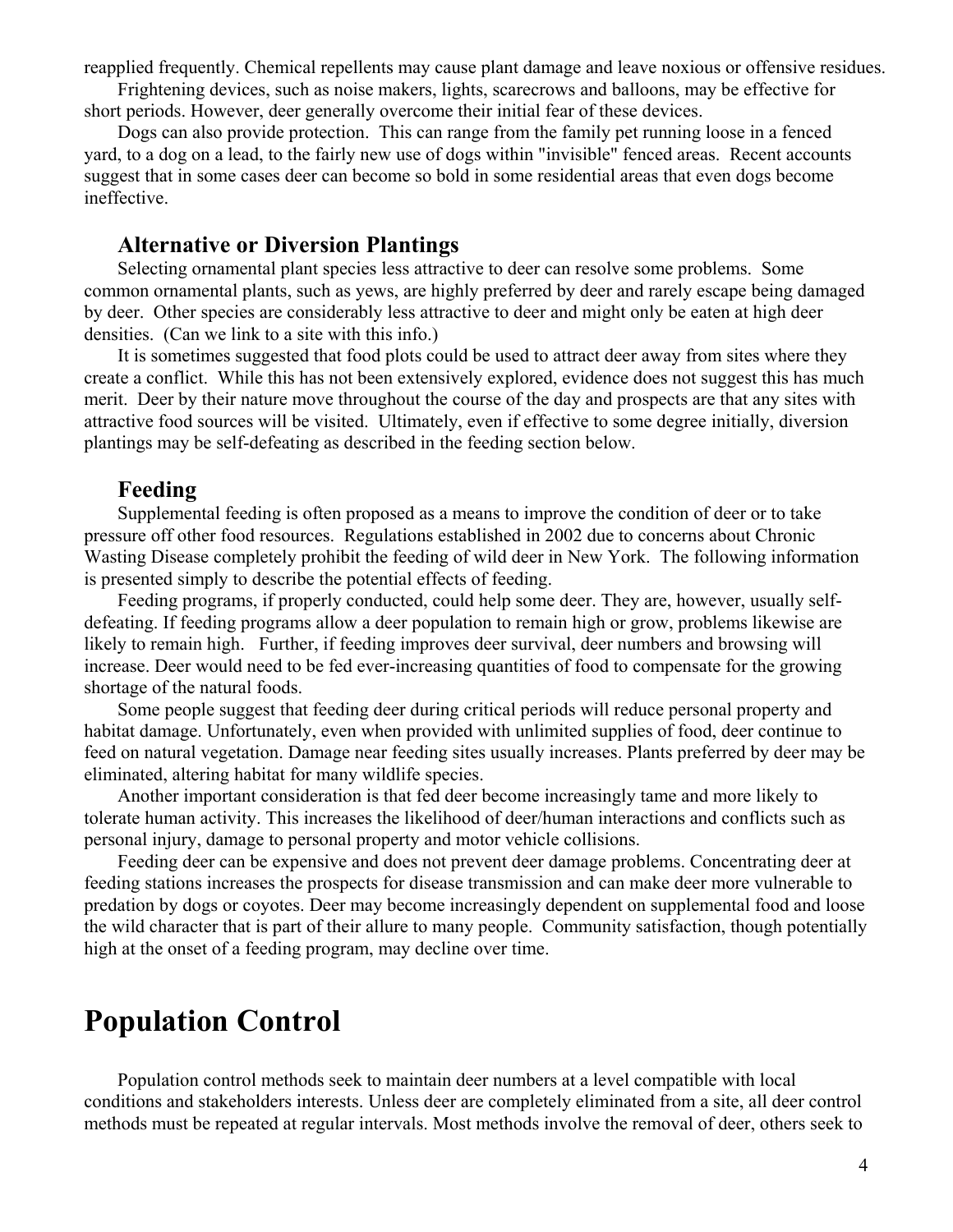reapplied frequently. Chemical repellents may cause plant damage and leave noxious or offensive residues.

Frightening devices, such as noise makers, lights, scarecrows and balloons, may be effective for short periods. However, deer generally overcome their initial fear of these devices.

Dogs can also provide protection. This can range from the family pet running loose in a fenced yard, to a dog on a lead, to the fairly new use of dogs within "invisible" fenced areas. Recent accounts suggest that in some cases deer can become so bold in some residential areas that even dogs become ineffective.

### Alternative or Diversion Plantings

Selecting ornamental plant species less attractive to deer can resolve some problems. Some common ornamental plants, such as yews, are highly preferred by deer and rarely escape being damaged by deer. Other species are considerably less attractive to deer and might only be eaten at high deer densities. (Can we link to a site with this info.)

It is sometimes suggested that food plots could be used to attract deer away from sites where they create a conflict. While this has not been extensively explored, evidence does not suggest this has much merit. Deer by their nature move throughout the course of the day and prospects are that any sites with attractive food sources will be visited. Ultimately, even if effective to some degree initially, diversion plantings may be self-defeating as described in the feeding section below.

### Feeding

Supplemental feeding is often proposed as a means to improve the condition of deer or to take pressure off other food resources. Regulations established in 2002 due to concerns about Chronic Wasting Disease completely prohibit the feeding of wild deer in New York. The following information is presented simply to describe the potential effects of feeding.

Feeding programs, if properly conducted, could help some deer. They are, however, usually self-defeating. If feeding programs allow a deer population to remain high or grow, problems likewise are likely to remain high. Further, if feeding improves deer survival, deer numbers and browsing will increase. Deer would need to be fed ever-increasing quantities of food to compensate for the growing shortage of the natural foods.

Some people suggest that feeding deer during critical periods will reduce personal property and habitat damage. Unfortunately, even when provided with unlimited supplies of food, deer continue to feed on natural vegetation. Damage near feeding sites usually increases. Plants preferred by deer may be eliminated, altering habitat for many wildlife species.

Another important consideration is that fed deer become increasingly tame and more likely to tolerate human activity. This increases the likelihood of deer/human interactions and conflicts such as personal injury, damage to personal property and motor vehicle collisions.

Feeding deer can be expensive and does not prevent deer damage problems. Concentrating deer at feeding stations increases the prospects for disease transmission and can make deer more vulnerable to predation by dogs or coyotes. Deer may become increasingly dependent on supplemental food and loose the wild character that is part of their allure to many people. Community satisfaction, though potentially high at the onset of a feeding program, may decline over time.

# Population Control

Population control methods seek to maintain deer numbers at a level compatible with local conditions and stakeholders interests. Unless deer are completely eliminated from a site, all deer control methods must be repeated at regular intervals. Most methods involve the removal of deer, others seek to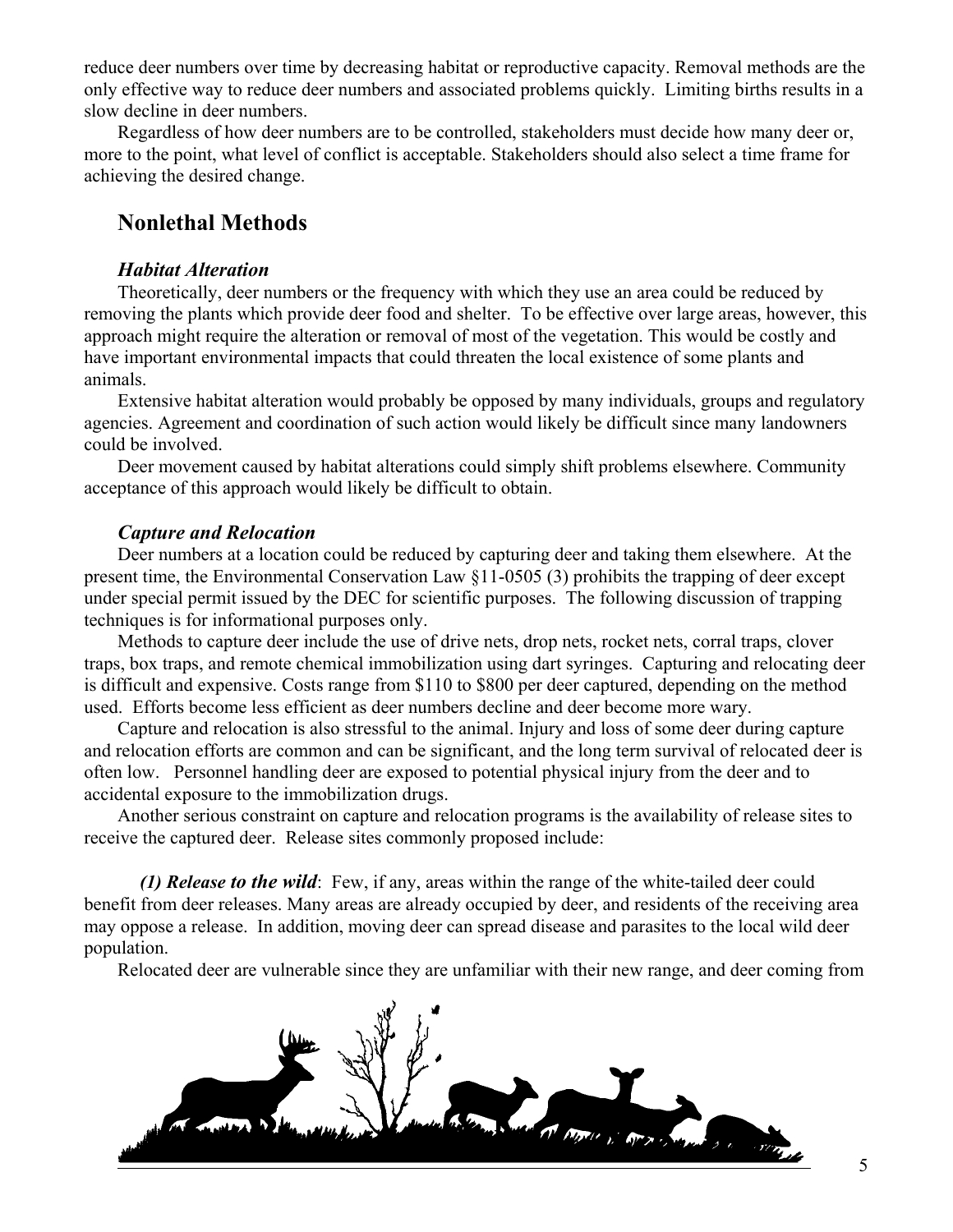reduce deer numbers over time by decreasing habitat or reproductive capacity. Removal methods are the only effective way to reduce deer numbers and associated problems quickly. Limiting births results in a slow decline in deer numbers.

Regardless of how deer numbers are to be controlled, stakeholders must decide how many deer or, more to the point, what level of conflict is acceptable. Stakeholders should also select a time frame for achieving the desired change.

## Nonlethal Methods

### *Habitat Alteration*

Theoretically, deer numbers or the frequency with which they use an area could be reduced by removing the plants which provide deer food and shelter. To be effective over large areas, however, this approach might require the alteration or removal of most of the vegetation. This would be costly and have important environmental impacts that could threaten the local existence of some plants and animals.

Extensive habitat alteration would probably be opposed by many individuals, groups and regulatory agencies. Agreement and coordination of such action would likely be difficult since many landowners could be involved.

Deer movement caused by habitat alterations could simply shift problems elsewhere. Community acceptance of this approach would likely be difficult to obtain.

### *Capture and Relocation*

Deer numbers at a location could be reduced by capturing deer and taking them elsewhere. At the present time, the Environmental Conservation Law §11-0505 (3) prohibits the trapping of deer except under special permit issued by the DEC for scientific purposes. The following discussion of trapping techniques is for informational purposes only.

Methods to capture deer include the use of drive nets, drop nets, rocket nets, corral traps, clover traps, box traps, and remote chemical immobilization using dart syringes. Capturing and relocating deer is difficult and expensive. Costs range from $110 to $800 per deer captured, depending on the method used. Efforts become less efficient as deer numbers decline and deer become more wary.

Capture and relocation is also stressful to the animal. Injury and loss of some deer during capture and relocation efforts are common and can be significant, and the long term survival of relocated deer is often low. Personnel handling deer are exposed to potential physical injury from the deer and to accidental exposure to the immobilization drugs.

Another serious constraint on capture and relocation programs is the availability of release sites to receive the captured deer. Release sites commonly proposed include:

***(1) Release to the wild***: Few, if any, areas within the range of the white-tailed deer could benefit from deer releases. Many areas are already occupied by deer, and residents of the receiving area may oppose a release. In addition, moving deer can spread disease and parasites to the local wild deer population.

Relocated deer are vulnerable since they are unfamiliar with their new range, and deer coming from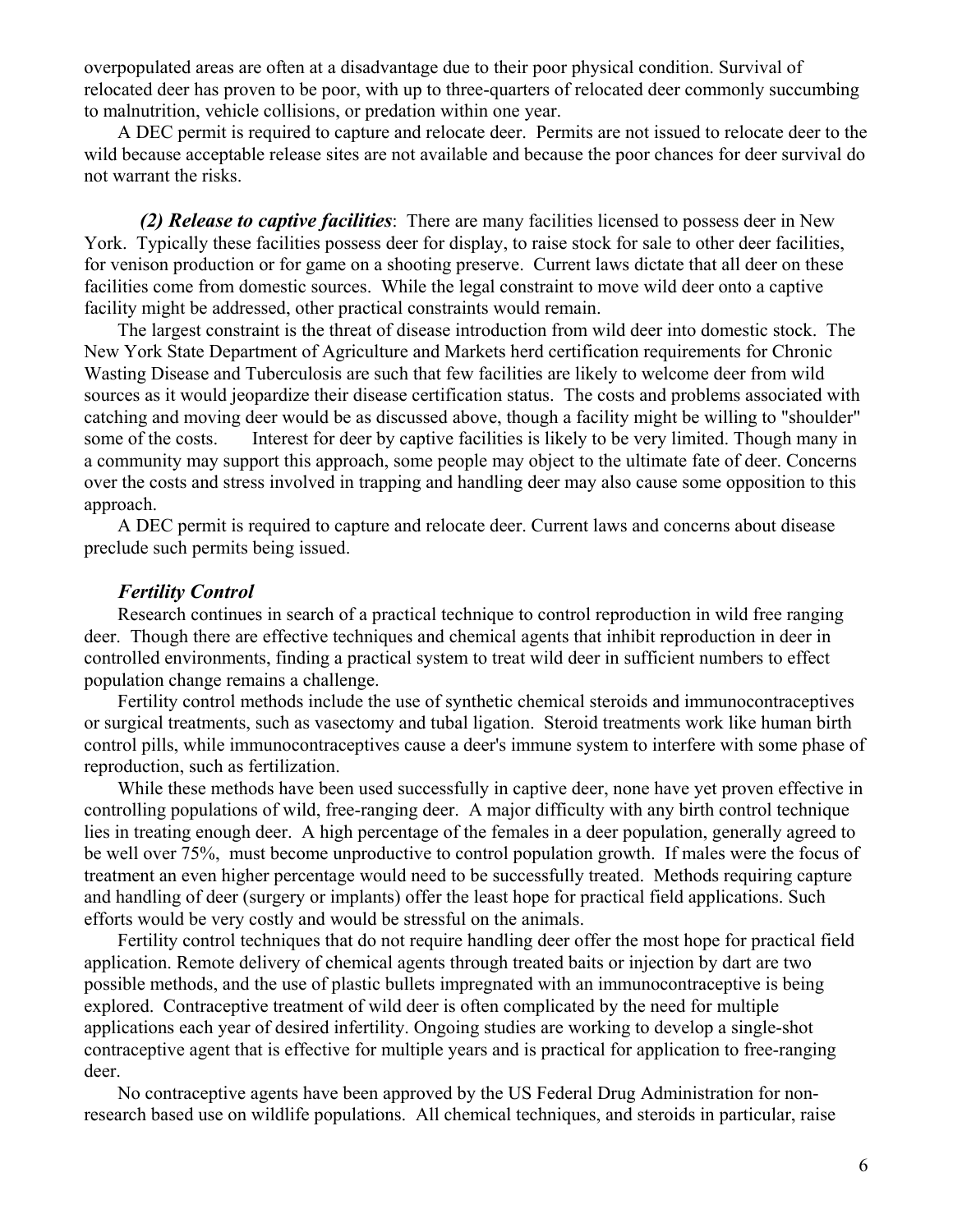overpopulated areas are often at a disadvantage due to their poor physical condition. Survival of relocated deer has proven to be poor, with up to three-quarters of relocated deer commonly succumbing to malnutrition, vehicle collisions, or predation within one year.

A DEC permit is required to capture and relocate deer. Permits are not issued to relocate deer to the wild because acceptable release sites are not available and because the poor chances for deer survival do not warrant the risks.

***(2) Release to captive facilities***: There are many facilities licensed to possess deer in New York. Typically these facilities possess deer for display, to raise stock for sale to other deer facilities, for venison production or for game on a shooting preserve. Current laws dictate that all deer on these facilities come from domestic sources. While the legal constraint to move wild deer onto a captive facility might be addressed, other practical constraints would remain.

The largest constraint is the threat of disease introduction from wild deer into domestic stock. The New York State Department of Agriculture and Markets herd certification requirements for Chronic Wasting Disease and Tuberculosis are such that few facilities are likely to welcome deer from wild sources as it would jeopardize their disease certification status. The costs and problems associated with catching and moving deer would be as discussed above, though a facility might be willing to "shoulder" some of the costs. Interest for deer by captive facilities is likely to be very limited. Though many in a community may support this approach, some people may object to the ultimate fate of deer. Concerns over the costs and stress involved in trapping and handling deer may also cause some opposition to this approach.

A DEC permit is required to capture and relocate deer. Current laws and concerns about disease preclude such permits being issued.

### *Fertility Control*

Research continues in search of a practical technique to control reproduction in wild free ranging deer. Though there are effective techniques and chemical agents that inhibit reproduction in deer in controlled environments, finding a practical system to treat wild deer in sufficient numbers to effect population change remains a challenge.

Fertility control methods include the use of synthetic chemical steroids and immunocontraceptives or surgical treatments, such as vasectomy and tubal ligation. Steroid treatments work like human birth control pills, while immunocontraceptives cause a deer's immune system to interfere with some phase of reproduction, such as fertilization.

While these methods have been used successfully in captive deer, none have yet proven effective in controlling populations of wild, free-ranging deer. A major difficulty with any birth control technique lies in treating enough deer. A high percentage of the females in a deer population, generally agreed to be well over 75%, must become unproductive to control population growth. If males were the focus of treatment an even higher percentage would need to be successfully treated. Methods requiring capture and handling of deer (surgery or implants) offer the least hope for practical field applications. Such efforts would be very costly and would be stressful on the animals.

Fertility control techniques that do not require handling deer offer the most hope for practical field application. Remote delivery of chemical agents through treated baits or injection by dart are two possible methods, and the use of plastic bullets impregnated with an immunocontraceptive is being explored. Contraceptive treatment of wild deer is often complicated by the need for multiple applications each year of desired infertility. Ongoing studies are working to develop a single-shot contraceptive agent that is effective for multiple years and is practical for application to free-ranging deer.

No contraceptive agents have been approved by the US Federal Drug Administration for non-research based use on wildlife populations. All chemical techniques, and steroids in particular, raise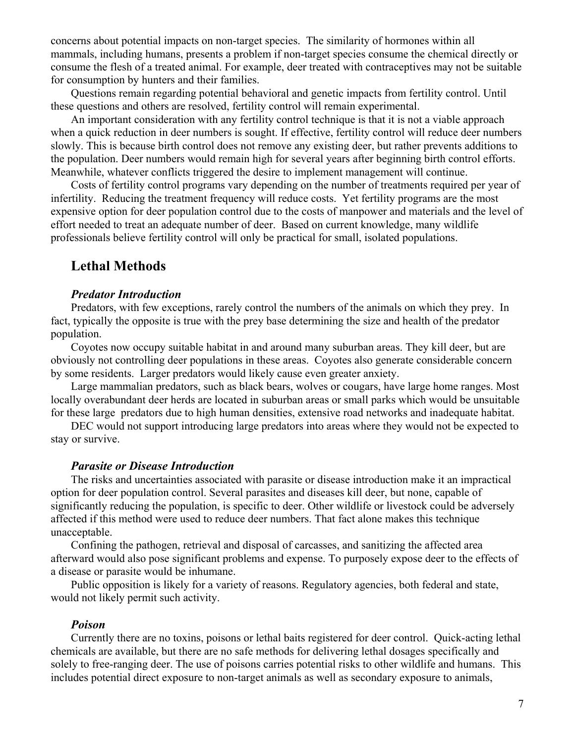concerns about potential impacts on non-target species. The similarity of hormones within all mammals, including humans, presents a problem if non-target species consume the chemical directly or consume the flesh of a treated animal. For example, deer treated with contraceptives may not be suitable for consumption by hunters and their families.

Questions remain regarding potential behavioral and genetic impacts from fertility control. Until these questions and others are resolved, fertility control will remain experimental.

An important consideration with any fertility control technique is that it is not a viable approach when a quick reduction in deer numbers is sought. If effective, fertility control will reduce deer numbers slowly. This is because birth control does not remove any existing deer, but rather prevents additions to the population. Deer numbers would remain high for several years after beginning birth control efforts. Meanwhile, whatever conflicts triggered the desire to implement management will continue.

Costs of fertility control programs vary depending on the number of treatments required per year of infertility. Reducing the treatment frequency will reduce costs. Yet fertility programs are the most expensive option for deer population control due to the costs of manpower and materials and the level of effort needed to treat an adequate number of deer. Based on current knowledge, many wildlife professionals believe fertility control will only be practical for small, isolated populations.

## Lethal Methods

### *Predator Introduction*

Predators, with few exceptions, rarely control the numbers of the animals on which they prey. In fact, typically the opposite is true with the prey base determining the size and health of the predator population.

Coyotes now occupy suitable habitat in and around many suburban areas. They kill deer, but are obviously not controlling deer populations in these areas. Coyotes also generate considerable concern by some residents. Larger predators would likely cause even greater anxiety.

Large mammalian predators, such as black bears, wolves or cougars, have large home ranges. Most locally overabundant deer herds are located in suburban areas or small parks which would be unsuitable for these large predators due to high human densities, extensive road networks and inadequate habitat.

DEC would not support introducing large predators into areas where they would not be expected to stay or survive.

### *Parasite or Disease Introduction*

The risks and uncertainties associated with parasite or disease introduction make it an impractical option for deer population control. Several parasites and diseases kill deer, but none, capable of significantly reducing the population, is specific to deer. Other wildlife or livestock could be adversely affected if this method were used to reduce deer numbers. That fact alone makes this technique unacceptable.

Confining the pathogen, retrieval and disposal of carcasses, and sanitizing the affected area afterward would also pose significant problems and expense. To purposely expose deer to the effects of a disease or parasite would be inhumane.

Public opposition is likely for a variety of reasons. Regulatory agencies, both federal and state, would not likely permit such activity.

### *Poison*

Currently there are no toxins, poisons or lethal baits registered for deer control. Quick-acting lethal chemicals are available, but there are no safe methods for delivering lethal dosages specifically and solely to free-ranging deer. The use of poisons carries potential risks to other wildlife and humans. This includes potential direct exposure to non-target animals as well as secondary exposure to animals,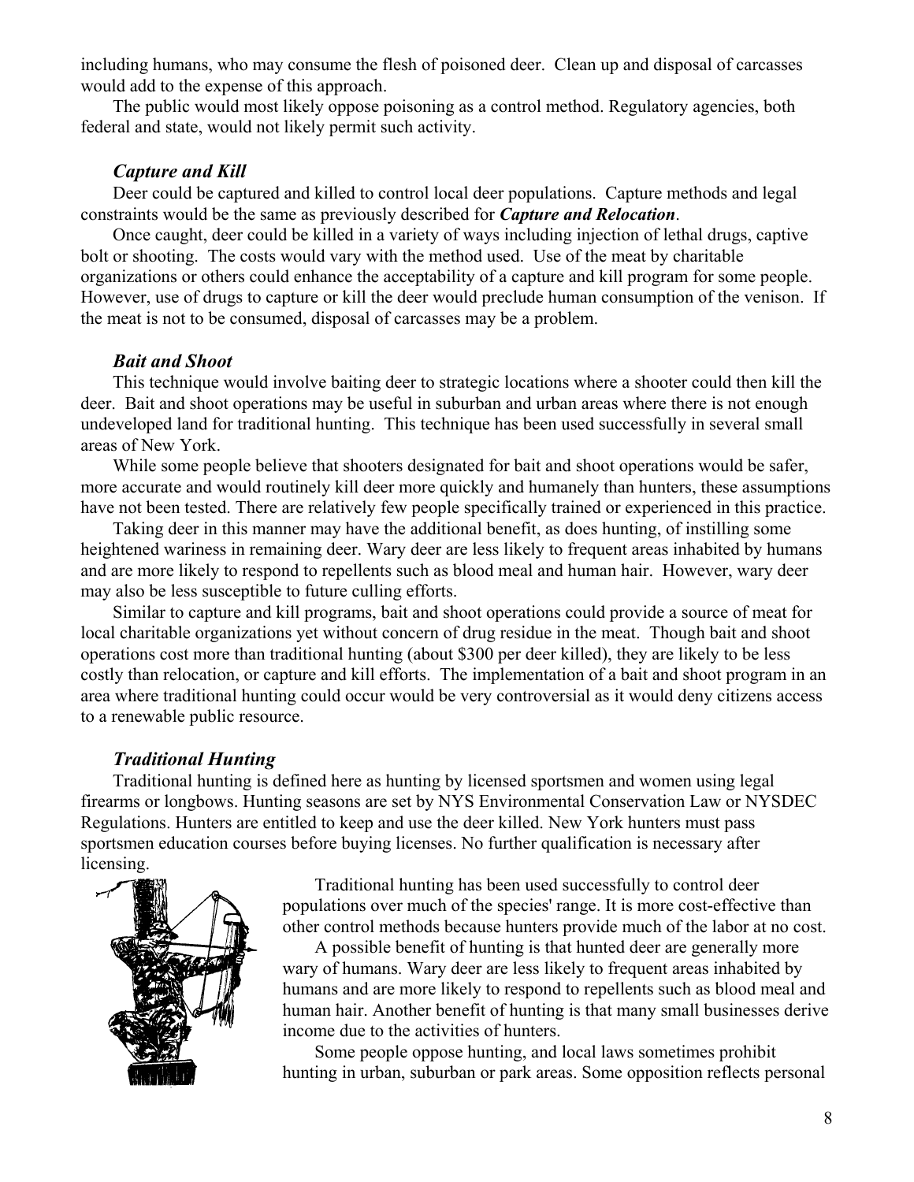including humans, who may consume the flesh of poisoned deer. Clean up and disposal of carcasses would add to the expense of this approach.

The public would most likely oppose poisoning as a control method. Regulatory agencies, both federal and state, would not likely permit such activity.

### *Capture and Kill*

Deer could be captured and killed to control local deer populations. Capture methods and legal constraints would be the same as previously described for ***Capture and Relocation***.

Once caught, deer could be killed in a variety of ways including injection of lethal drugs, captive bolt or shooting. The costs would vary with the method used. Use of the meat by charitable organizations or others could enhance the acceptability of a capture and kill program for some people. However, use of drugs to capture or kill the deer would preclude human consumption of the venison. If the meat is not to be consumed, disposal of carcasses may be a problem.

### *Bait and Shoot*

This technique would involve baiting deer to strategic locations where a shooter could then kill the deer. Bait and shoot operations may be useful in suburban and urban areas where there is not enough undeveloped land for traditional hunting. This technique has been used successfully in several small areas of New York.

While some people believe that shooters designated for bait and shoot operations would be safer, more accurate and would routinely kill deer more quickly and humanely than hunters, these assumptions have not been tested. There are relatively few people specifically trained or experienced in this practice.

Taking deer in this manner may have the additional benefit, as does hunting, of instilling some heightened wariness in remaining deer. Wary deer are less likely to frequent areas inhabited by humans and are more likely to respond to repellents such as blood meal and human hair. However, wary deer may also be less susceptible to future culling efforts.

Similar to capture and kill programs, bait and shoot operations could provide a source of meat for local charitable organizations yet without concern of drug residue in the meat. Though bait and shoot operations cost more than traditional hunting (about $300 per deer killed), they are likely to be less costly than relocation, or capture and kill efforts. The implementation of a bait and shoot program in an area where traditional hunting could occur would be very controversial as it would deny citizens access to a renewable public resource.

### *Traditional Hunting*

Traditional hunting is defined here as hunting by licensed sportsmen and women using legal firearms or longbows. Hunting seasons are set by NYS Environmental Conservation Law or NYSDEC Regulations. Hunters are entitled to keep and use the deer killed. New York hunters must pass sportsmen education courses before buying licenses. No further qualification is necessary after licensing.

Traditional hunting has been used successfully to control deer populations over much of the species' range. It is more cost-effective than other control methods because hunters provide much of the labor at no cost.

A possible benefit of hunting is that hunted deer are generally more wary of humans. Wary deer are less likely to frequent areas inhabited by humans and are more likely to respond to repellents such as blood meal and human hair. Another benefit of hunting is that many small businesses derive income due to the activities of hunters.

Some people oppose hunting, and local laws sometimes prohibit hunting in urban, suburban or park areas. Some opposition reflects personal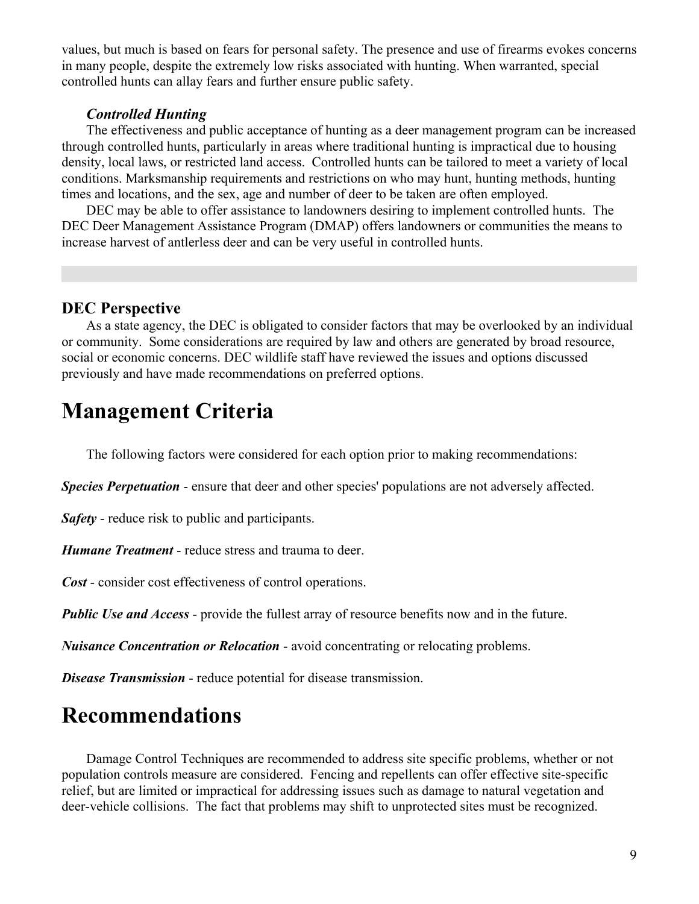values, but much is based on fears for personal safety. The presence and use of firearms evokes concerns in many people, despite the extremely low risks associated with hunting. When warranted, special controlled hunts can allay fears and further ensure public safety.

### *Controlled Hunting*

The effectiveness and public acceptance of hunting as a deer management program can be increased through controlled hunts, particularly in areas where traditional hunting is impractical due to housing density, local laws, or restricted land access. Controlled hunts can be tailored to meet a variety of local conditions. Marksmanship requirements and restrictions on who may hunt, hunting methods, hunting times and locations, and the sex, age and number of deer to be taken are often employed.

DEC may be able to offer assistance to landowners desiring to implement controlled hunts. The DEC Deer Management Assistance Program (DMAP) offers landowners or communities the means to increase harvest of antlerless deer and can be very useful in controlled hunts.

## DEC Perspective

As a state agency, the DEC is obligated to consider factors that may be overlooked by an individual or community. Some considerations are required by law and others are generated by broad resource, social or economic concerns. DEC wildlife staff have reviewed the issues and options discussed previously and have made recommendations on preferred options.

# Management Criteria

The following factors were considered for each option prior to making recommendations:

***Species Perpetuation*** - ensure that deer and other species' populations are not adversely affected.

***Safety*** - reduce risk to public and participants.

***Humane Treatment*** - reduce stress and trauma to deer.

***Cost*** - consider cost effectiveness of control operations.

***Public Use and Access*** - provide the fullest array of resource benefits now and in the future.

***Nuisance Concentration or Relocation*** - avoid concentrating or relocating problems.

***Disease Transmission*** - reduce potential for disease transmission.

# Recommendations

Damage Control Techniques are recommended to address site specific problems, whether or not population controls measure are considered. Fencing and repellents can offer effective site-specific relief, but are limited or impractical for addressing issues such as damage to natural vegetation and deer-vehicle collisions. The fact that problems may shift to unprotected sites must be recognized.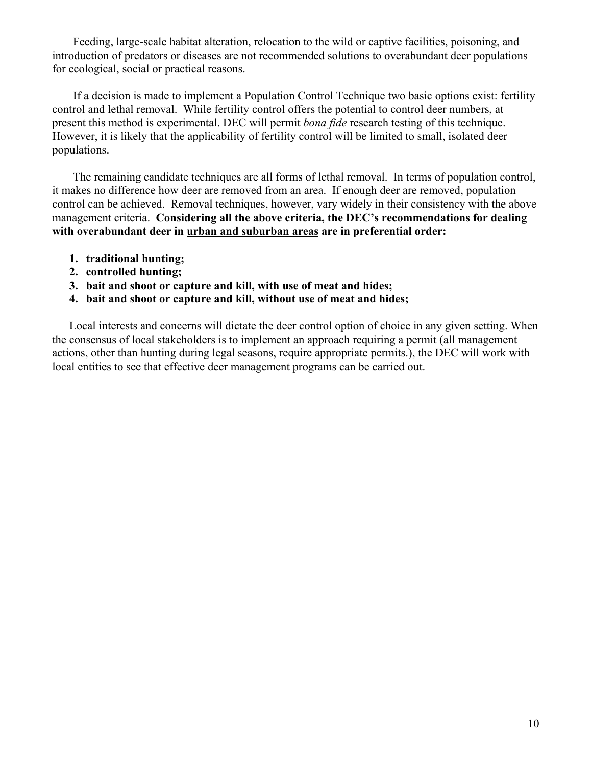Feeding, large-scale habitat alteration, relocation to the wild or captive facilities, poisoning, and introduction of predators or diseases are not recommended solutions to overabundant deer populations for ecological, social or practical reasons.

If a decision is made to implement a Population Control Technique two basic options exist: fertility control and lethal removal. While fertility control offers the potential to control deer numbers, at present this method is experimental. DEC will permit *bona fide* research testing of this technique. However, it is likely that the applicability of fertility control will be limited to small, isolated deer populations.

The remaining candidate techniques are all forms of lethal removal. In terms of population control, it makes no difference how deer are removed from an area. If enough deer are removed, population control can be achieved. Removal techniques, however, vary widely in their consistency with the above management criteria. **Considering all the above criteria, the DEC's recommendations for dealing with overabundant deer in <u>urban and suburban areas</u> are in preferential order:**

1. **traditional hunting;**
2. **controlled hunting;**
3. **bait and shoot or capture and kill, with use of meat and hides;**
4. **bait and shoot or capture and kill, without use of meat and hides;**

Local interests and concerns will dictate the deer control option of choice in any given setting. When the consensus of local stakeholders is to implement an approach requiring a permit (all management actions, other than hunting during legal seasons, require appropriate permits.), the DEC will work with local entities to see that effective deer management programs can be carried out.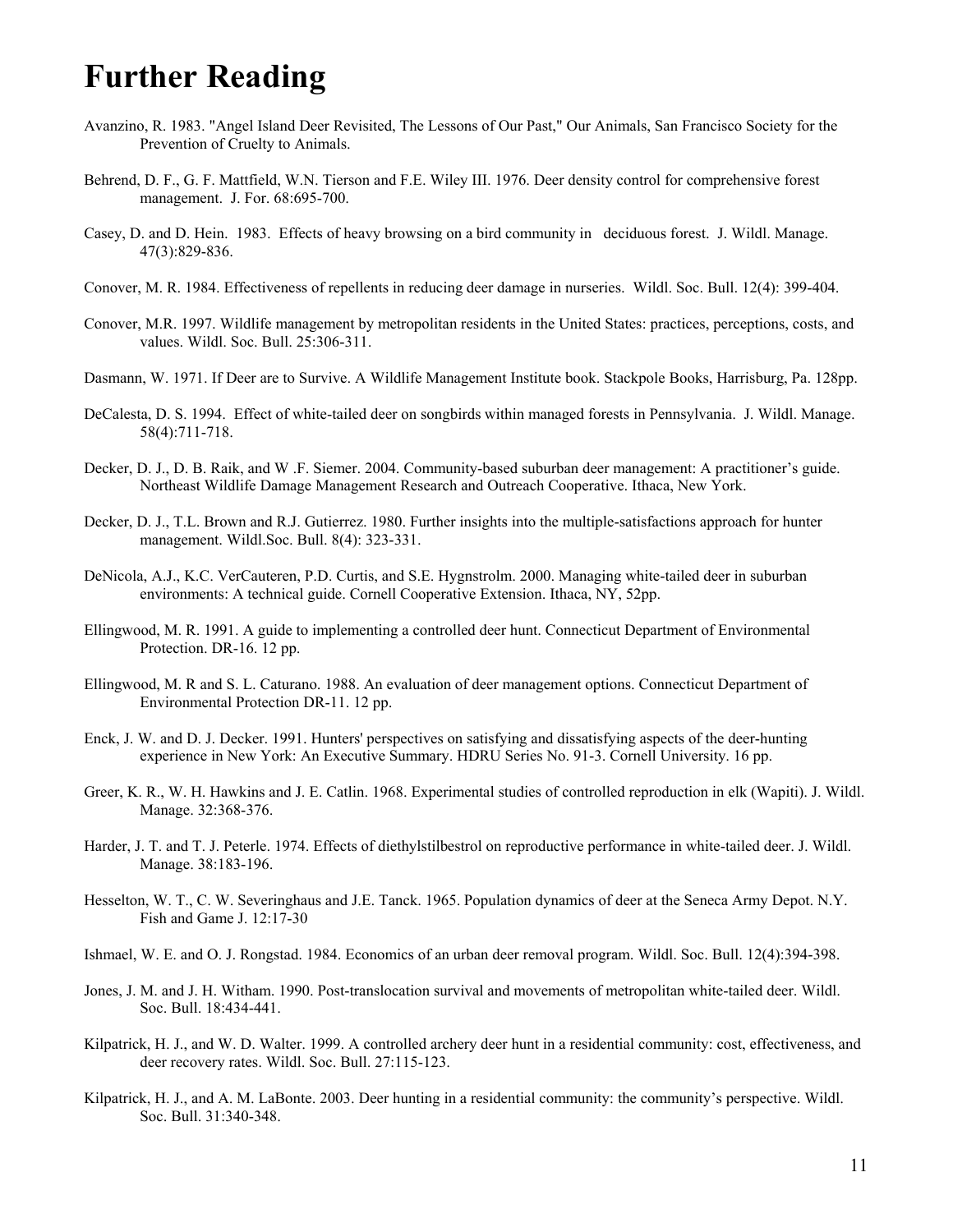# Further Reading

Avanzino, R. 1983. "Angel Island Deer Revisited, The Lessons of Our Past," Our Animals, San Francisco Society for the Prevention of Cruelty to Animals.

Behrend, D. F., G. F. Mattfield, W.N. Tierson and F.E. Wiley III. 1976. Deer density control for comprehensive forest management. J. For. 68:695-700.

Casey, D. and D. Hein. 1983. Effects of heavy browsing on a bird community in deciduous forest. J. Wildl. Manage. 47(3):829-836.

Conover, M. R. 1984. Effectiveness of repellents in reducing deer damage in nurseries. Wildl. Soc. Bull. 12(4): 399-404.

Conover, M.R. 1997. Wildlife management by metropolitan residents in the United States: practices, perceptions, costs, and values. Wildl. Soc. Bull. 25:306-311.

Dasmann, W. 1971. If Deer are to Survive. A Wildlife Management Institute book. Stackpole Books, Harrisburg, Pa. 128pp.

DeCalesta, D. S. 1994. Effect of white-tailed deer on songbirds within managed forests in Pennsylvania. J. Wildl. Manage. 58(4):711-718.

Decker, D. J., D. B. Raik, and W .F. Siemer. 2004. Community-based suburban deer management: A practitioner's guide. Northeast Wildlife Damage Management Research and Outreach Cooperative. Ithaca, New York.

Decker, D. J., T.L. Brown and R.J. Gutierrez. 1980. Further insights into the multiple-satisfactions approach for hunter management. Wildl.Soc. Bull. 8(4): 323-331.

DeNicola, A.J., K.C. VerCauteren, P.D. Curtis, and S.E. Hygnstrolm. 2000. Managing white-tailed deer in suburban environments: A technical guide. Cornell Cooperative Extension. Ithaca, NY, 52pp.

Ellingwood, M. R. 1991. A guide to implementing a controlled deer hunt. Connecticut Department of Environmental Protection. DR-16. 12 pp.

Ellingwood, M. R and S. L. Caturano. 1988. An evaluation of deer management options. Connecticut Department of Environmental Protection DR-11. 12 pp.

Enck, J. W. and D. J. Decker. 1991. Hunters' perspectives on satisfying and dissatisfying aspects of the deer-hunting experience in New York: An Executive Summary. HDRU Series No. 91-3. Cornell University. 16 pp.

Greer, K. R., W. H. Hawkins and J. E. Catlin. 1968. Experimental studies of controlled reproduction in elk (Wapiti). J. Wildl. Manage. 32:368-376.

Harder, J. T. and T. J. Peterle. 1974. Effects of diethylstilbestrol on reproductive performance in white-tailed deer. J. Wildl. Manage. 38:183-196.

Hesselton, W. T., C. W. Severinghaus and J.E. Tanck. 1965. Population dynamics of deer at the Seneca Army Depot. N.Y. Fish and Game J. 12:17-30

Ishmael, W. E. and O. J. Rongstad. 1984. Economics of an urban deer removal program. Wildl. Soc. Bull. 12(4):394-398.

Jones, J. M. and J. H. Witham. 1990. Post-translocation survival and movements of metropolitan white-tailed deer. Wildl. Soc. Bull. 18:434-441.

Kilpatrick, H. J., and W. D. Walter. 1999. A controlled archery deer hunt in a residential community: cost, effectiveness, and deer recovery rates. Wildl. Soc. Bull. 27:115-123.

Kilpatrick, H. J., and A. M. LaBonte. 2003. Deer hunting in a residential community: the community's perspective. Wildl. Soc. Bull. 31:340-348.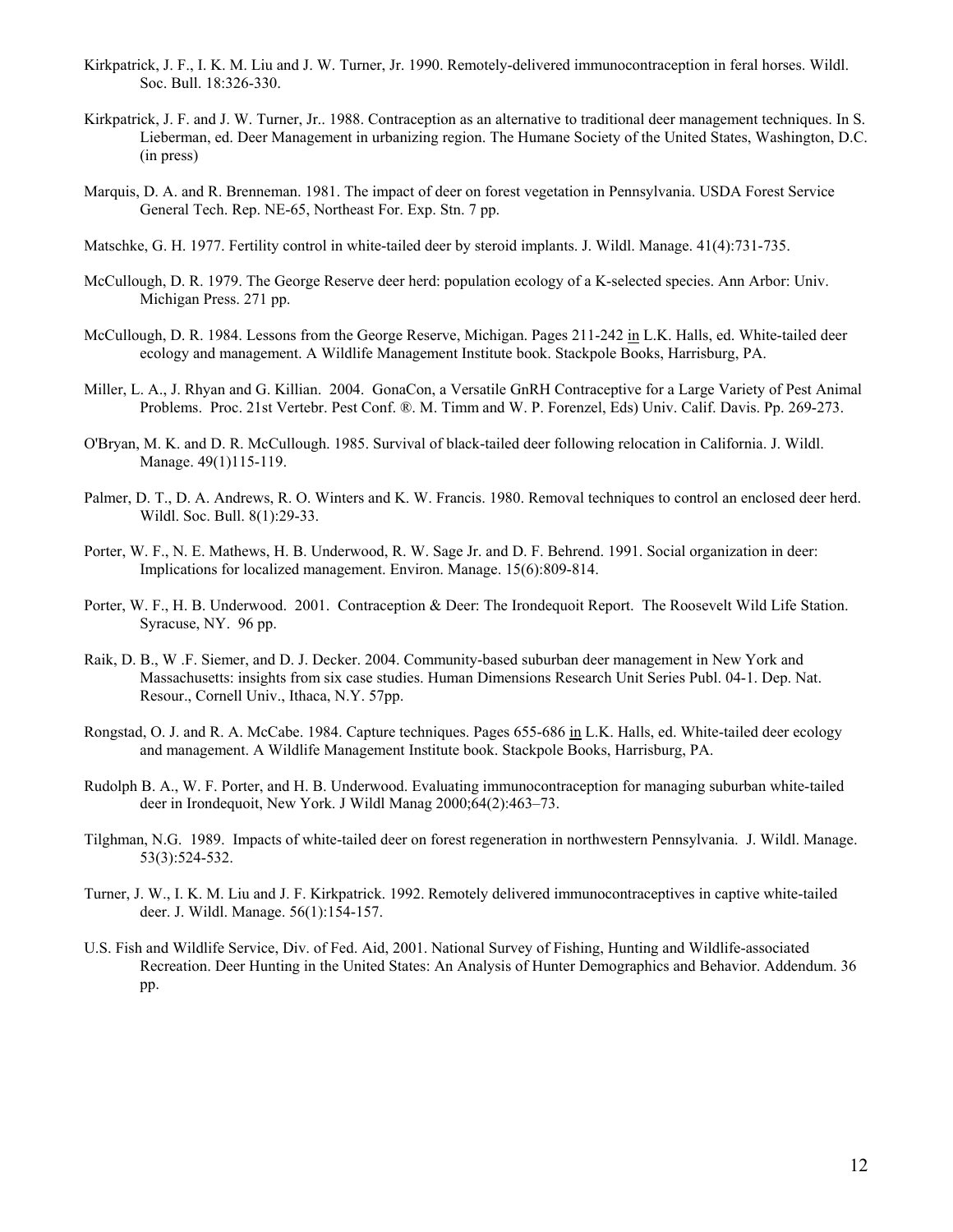Kirkpatrick, J. F., I. K. M. Liu and J. W. Turner, Jr. 1990. Remotely-delivered immunocontraception in feral horses. Wildl. Soc. Bull. 18:326-330.

Kirkpatrick, J. F. and J. W. Turner, Jr.. 1988. Contraception as an alternative to traditional deer management techniques. In S. Lieberman, ed. Deer Management in urbanizing region. The Humane Society of the United States, Washington, D.C. (in press)

Marquis, D. A. and R. Brenneman. 1981. The impact of deer on forest vegetation in Pennsylvania. USDA Forest Service General Tech. Rep. NE-65, Northeast For. Exp. Stn. 7 pp.

Matschke, G. H. 1977. Fertility control in white-tailed deer by steroid implants. J. Wildl. Manage. 41(4):731-735.

McCullough, D. R. 1979. The George Reserve deer herd: population ecology of a K-selected species. Ann Arbor: Univ. Michigan Press. 271 pp.

McCullough, D. R. 1984. Lessons from the George Reserve, Michigan. Pages 211-242 in L.K. Halls, ed. White-tailed deer ecology and management. A Wildlife Management Institute book. Stackpole Books, Harrisburg, PA.

Miller, L. A., J. Rhyan and G. Killian. 2004. GonaCon, a Versatile GnRH Contraceptive for a Large Variety of Pest Animal Problems. Proc. 21st Vertebr. Pest Conf. ®. M. Timm and W. P. Forenzel, Eds) Univ. Calif. Davis. Pp. 269-273.

O'Bryan, M. K. and D. R. McCullough. 1985. Survival of black-tailed deer following relocation in California. J. Wildl. Manage. 49(1)115-119.

Palmer, D. T., D. A. Andrews, R. O. Winters and K. W. Francis. 1980. Removal techniques to control an enclosed deer herd. Wildl. Soc. Bull. 8(1):29-33.

Porter, W. F., N. E. Mathews, H. B. Underwood, R. W. Sage Jr. and D. F. Behrend. 1991. Social organization in deer: Implications for localized management. Environ. Manage. 15(6):809-814.

Porter, W. F., H. B. Underwood. 2001. Contraception & Deer: The Irondequoit Report. The Roosevelt Wild Life Station. Syracuse, NY. 96 pp.

Raik, D. B., W .F. Siemer, and D. J. Decker. 2004. Community-based suburban deer management in New York and Massachusetts: insights from six case studies. Human Dimensions Research Unit Series Publ. 04-1. Dep. Nat. Resour., Cornell Univ., Ithaca, N.Y. 57pp.

Rongstad, O. J. and R. A. McCabe. 1984. Capture techniques. Pages 655-686 in L.K. Halls, ed. White-tailed deer ecology and management. A Wildlife Management Institute book. Stackpole Books, Harrisburg, PA.

Rudolph B. A., W. F. Porter, and H. B. Underwood. Evaluating immunocontraception for managing suburban white-tailed deer in Irondequoit, New York. J Wildl Manag 2000;64(2):463–73.

Tilghman, N.G. 1989. Impacts of white-tailed deer on forest regeneration in northwestern Pennsylvania. J. Wildl. Manage. 53(3):524-532.

Turner, J. W., I. K. M. Liu and J. F. Kirkpatrick. 1992. Remotely delivered immunocontraceptives in captive white-tailed deer. J. Wildl. Manage. 56(1):154-157.

U.S. Fish and Wildlife Service, Div. of Fed. Aid, 2001. National Survey of Fishing, Hunting and Wildlife-associated Recreation. Deer Hunting in the United States: An Analysis of Hunter Demographics and Behavior. Addendum. 36 pp.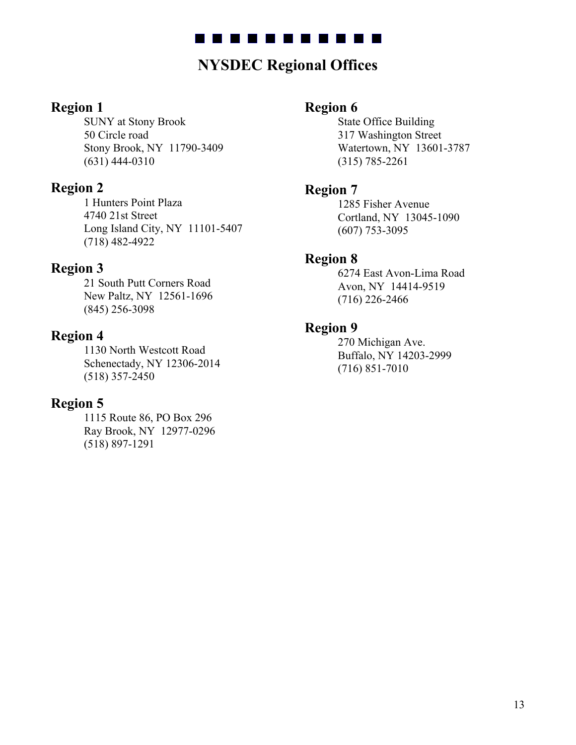# NYSDEC Regional Offices

## Region 1

SUNY at Stony Brook
50 Circle road
Stony Brook, NY 11790-3409
(631) 444-0310

## Region 2

1 Hunters Point Plaza
4740 21st Street
Long Island City, NY 11101-5407
(718) 482-4922

## Region 3

21 South Putt Corners Road
New Paltz, NY 12561-1696
(845) 256-3098

## Region 4

1130 North Westcott Road
Schenectady, NY 12306-2014
(518) 357-2450

## Region 5

1115 Route 86, PO Box 296
Ray Brook, NY 12977-0296
(518) 897-1291

## Region 6

State Office Building
317 Washington Street
Watertown, NY 13601-3787
(315) 785-2261

## Region 7

1285 Fisher Avenue
Cortland, NY 13045-1090
(607) 753-3095

## Region 8

6274 East Avon-Lima Road
Avon, NY 14414-9519
(716) 226-2466

## Region 9

270 Michigan Ave.
Buffalo, NY 14203-2999
(716) 851-7010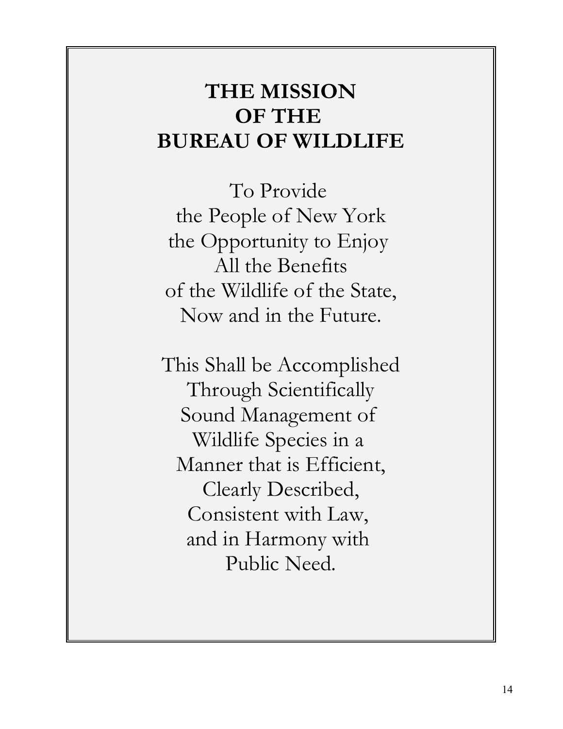# THE MISSION OF THE BUREAU OF WILDLIFE

To Provide the People of New York the Opportunity to Enjoy All the Benefits of the Wildlife of the State, Now and in the Future.

This Shall be Accomplished Through Scientifically Sound Management of Wildlife Species in a Manner that is Efficient, Clearly Described, Consistent with Law, and in Harmony with Public Need.